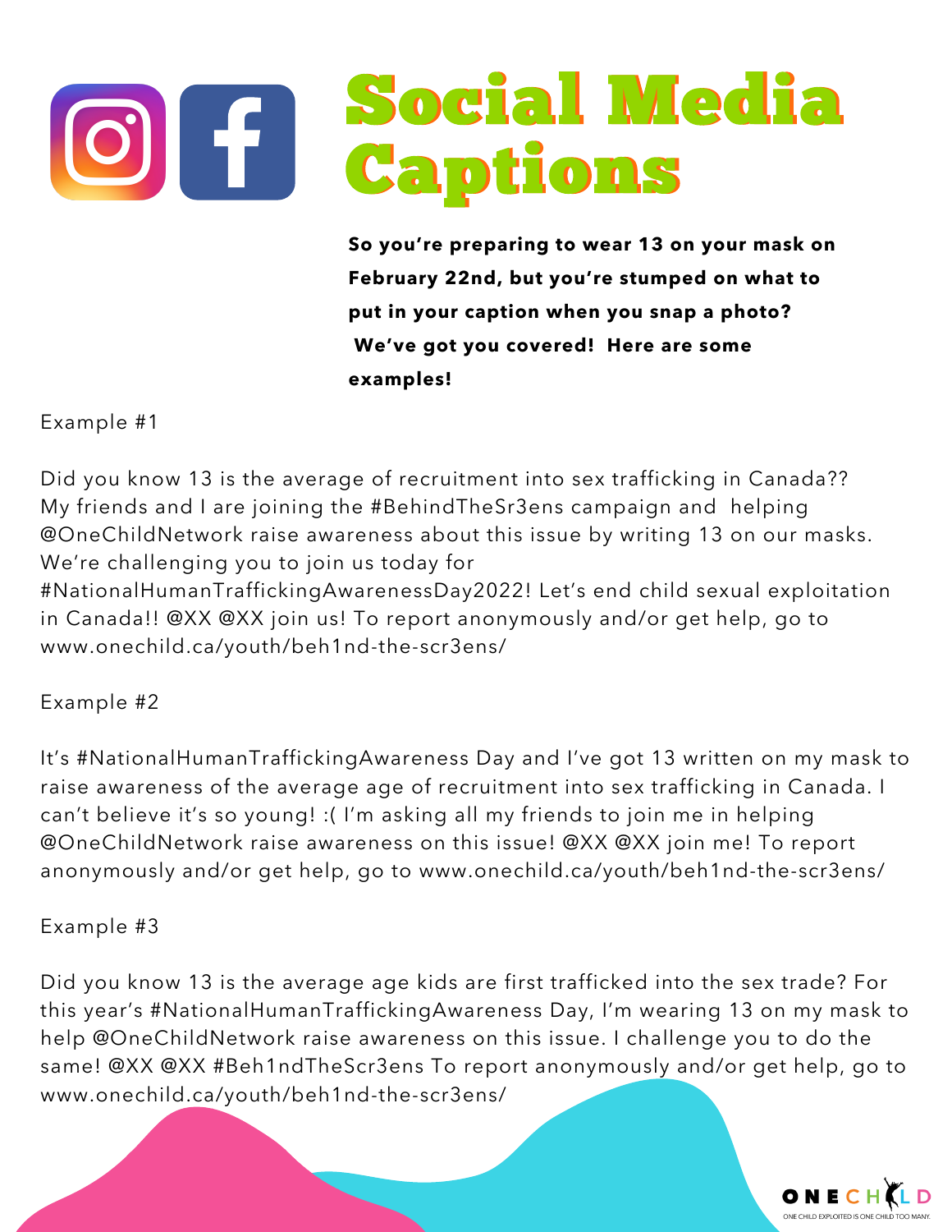# Social Media Captions

**So you're preparing to wear 13 on your mask on February 22nd, but you're stumped on what to put in your caption when you snap a photo? We've got you covered! Here are some examples!**

Example #1

Did you know 13 is the average of recruitment into sex trafficking in Canada?? My friends and I are joining the #BehindTheSr3ens campaign and helping @OneChildNetwork raise awareness about this issue by writing 13 on our masks. We're challenging you to join us today for #NationalHumanTraffickingAwarenessDay2022! Let's end child sexual exploitation in Canada!! @XX @XX join us! To report anonymously and/or get help, go to www.onechild.ca/youth/beh1nd-the-scr3ens/

Example #2

It's #NationalHumanTraffickingAwareness Day and I've got 13 written on my mask to raise awareness of the average age of recruitment into sex trafficking in Canada. I can't believe it's so young! :( I'm asking all my friends to join me in helping @OneChildNetwork raise awareness on this issue! @XX @XX join me! To report anonymously and/or get help, go to www.onechild.ca/youth/beh1nd-the-scr3ens/

Example #3

Did you know 13 is the average age kids are first trafficked into the sex trade? For this year's #NationalHumanTraffickingAwareness Day, I'm wearing 13 on my mask to help @OneChildNetwork raise awareness on this issue. I challenge you to do the same! @XX @XX #Beh1ndTheScr3ens To report anonymously and/or get help, go to www.onechild.ca/youth/beh1nd-the-scr3ens/

ONE CHILD

ONE CHILD EXPLOITED IS ONE CHILD TOO MANY.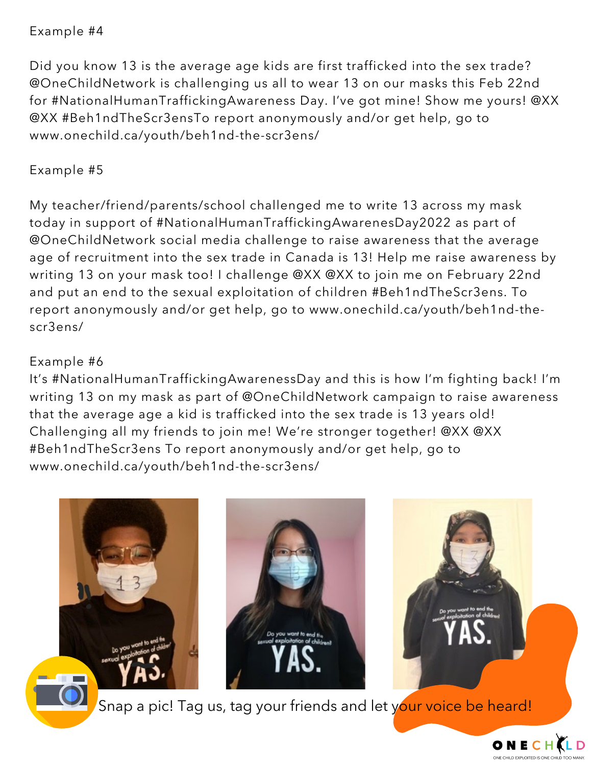Example #4

Did you know 13 is the average age kids are first trafficked into the sex trade? @OneChildNetwork is challenging us all to wear 13 on our masks this Feb 22nd for #NationalHumanTraffickingAwareness Day. I've got mine! Show me yours! @XX @XX #Beh1ndTheScr3ensTo report anonymously and/or get help, go to www.onechild.ca/youth/beh1nd-the-scr3ens/

Example #5

My teacher/friend/parents/school challenged me to write 13 across my mask today in support of #NationalHumanTraffickingAwarenesDay2022 as part of @OneChildNetwork social media challenge to raise awareness that the average age of recruitment into the sex trade in Canada is 13! Help me raise awareness by writing 13 on your mask too! I challenge @XX @XX to join me on February 22nd and put an end to the sexual exploitation of children #Beh1ndTheScr3ens. To report anonymously and/or get help, go to www.onechild.ca/youth/beh1nd-the-scr3ens/

Example #6

It's #NationalHumanTraffickingAwarenessDay and this is how I'm fighting back! I'm writing 13 on my mask as part of @OneChildNetwork campaign to raise awareness that the average age a kid is trafficked into the sex trade is 13 years old! Challenging all my friends to join me! We're stronger together! @XX @XX #Beh1ndTheScr3ens To report anonymously and/or get help, go to www.onechild.ca/youth/beh1nd-the-scr3ens/

Snap a pic! Tag us, tag your friends and let your voice be heard!

ONE CHILD
ONE CHILD EXPLOITED IS ONE CHILD TOO MANY.